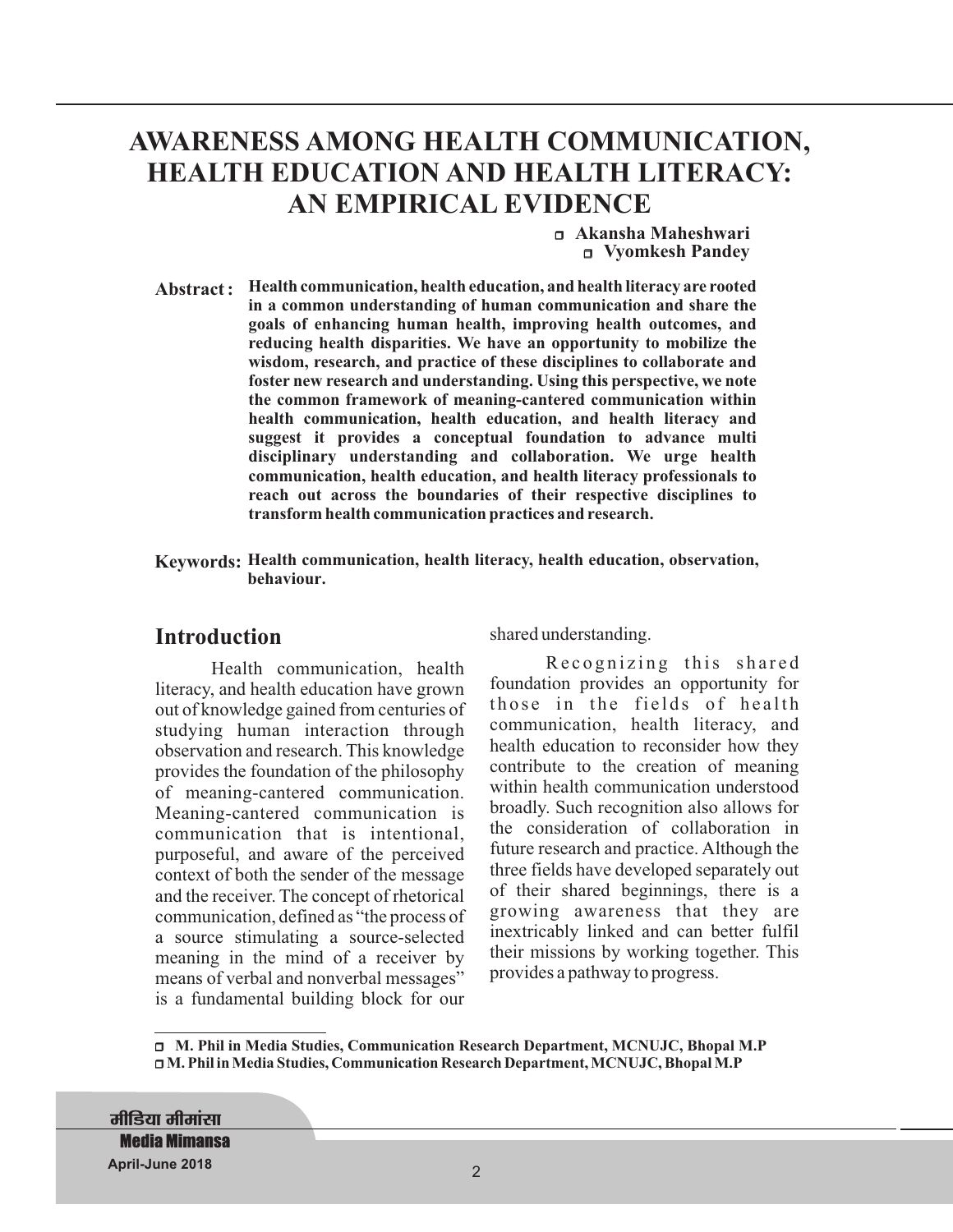# AWARENESS AMONG HEALTH COMMUNICATION, HEALTH EDUCATION AND HEALTH LITERACY: AN EMPIRICAL EVIDENCE

**Akansha Maheshwari**
**Vyomkesh Pandey**

**Abstract :** **Health communication, health education, and health literacy are rooted in a common understanding of human communication and share the goals of enhancing human health, improving health outcomes, and reducing health disparities. We have an opportunity to mobilize the wisdom, research, and practice of these disciplines to collaborate and foster new research and understanding. Using this perspective, we note the common framework of meaning-cantered communication within health communication, health education, and health literacy and suggest it provides a conceptual foundation to advance multi disciplinary understanding and collaboration. We urge health communication, health education, and health literacy professionals to reach out across the boundaries of their respective disciplines to transform health communication practices and research.**

**Keywords:** **Health communication, health literacy, health education, observation, behaviour.**

## Introduction

Health communication, health literacy, and health education have grown out of knowledge gained from centuries of studying human interaction through observation and research. This knowledge provides the foundation of the philosophy of meaning-cantered communication. Meaning-cantered communication is communication that is intentional, purposeful, and aware of the perceived context of both the sender of the message and the receiver. The concept of rhetorical communication, defined as "the process of a source stimulating a source-selected meaning in the mind of a receiver by means of verbal and nonverbal messages" is a fundamental building block for our shared understanding.

Recognizing this shared foundation provides an opportunity for those in the fields of health communication, health literacy, and health education to reconsider how they contribute to the creation of meaning within health communication understood broadly. Such recognition also allows for the consideration of collaboration in future research and practice. Although the three fields have developed separately out of their shared beginnings, there is a growing awareness that they are inextricably linked and can better fulfil their missions by working together. This provides a pathway to progress.

---

**M. Phil in Media Studies, Communication Research Department, MCNUJC, Bhopal M.P**
**M. Phil in Media Studies, Communication Research Department, MCNUJC, Bhopal M.P**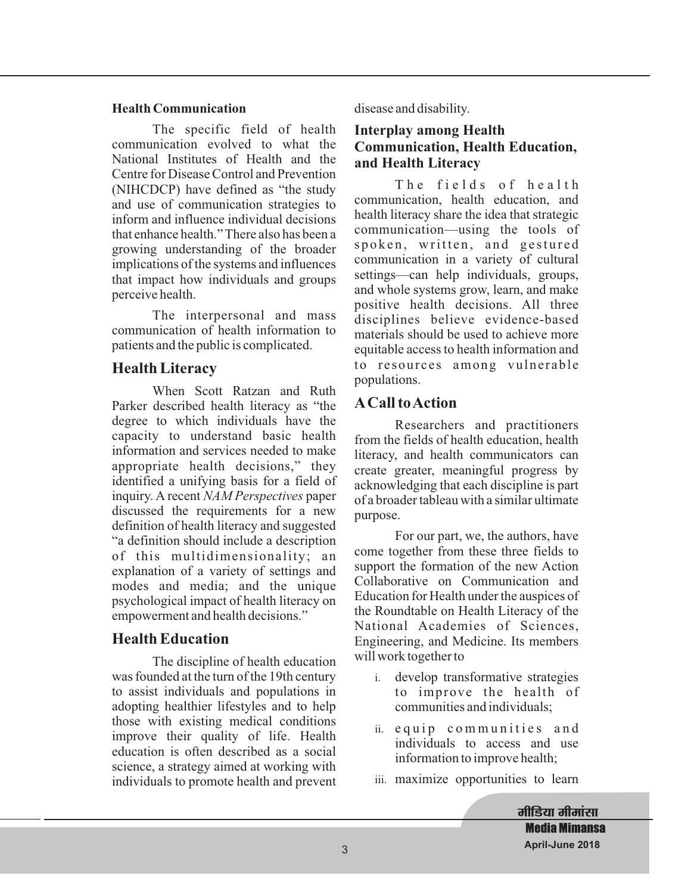### Health Communication

The specific field of health communication evolved to what the National Institutes of Health and the Centre for Disease Control and Prevention (NIHCDCP) have defined as "the study and use of communication strategies to inform and influence individual decisions that enhance health." There also has been a growing understanding of the broader implications of the systems and influences that impact how individuals and groups perceive health.

The interpersonal and mass communication of health information to patients and the public is complicated.

## Health Literacy

When Scott Ratzan and Ruth Parker described health literacy as "the degree to which individuals have the capacity to understand basic health information and services needed to make appropriate health decisions," they identified a unifying basis for a field of inquiry. A recent *NAM Perspectives* paper discussed the requirements for a new definition of health literacy and suggested "a definition should include a description of this multidimensionality; an explanation of a variety of settings and modes and media; and the unique psychological impact of health literacy on empowerment and health decisions."

## Health Education

The discipline of health education was founded at the turn of the 19th century to assist individuals and populations in adopting healthier lifestyles and to help those with existing medical conditions improve their quality of life. Health education is often described as a social science, a strategy aimed at working with individuals to promote health and prevent disease and disability.

## Interplay among Health Communication, Health Education, and Health Literacy

The fields of health communication, health education, and health literacy share the idea that strategic communication—using the tools of spoken, written, and gestured communication in a variety of cultural settings—can help individuals, groups, and whole systems grow, learn, and make positive health decisions. All three disciplines believe evidence-based materials should be used to achieve more equitable access to health information and to resources among vulnerable populations.

## A Call to Action

Researchers and practitioners from the fields of health education, health literacy, and health communicators can create greater, meaningful progress by acknowledging that each discipline is part of a broader tableau with a similar ultimate purpose.

For our part, we, the authors, have come together from these three fields to support the formation of the new Action Collaborative on Communication and Education for Health under the auspices of the Roundtable on Health Literacy of the National Academies of Sciences, Engineering, and Medicine. Its members will work together to

i. develop transformative strategies to improve the health of communities and individuals;
ii. equip communities and individuals to access and use information to improve health;
iii. maximize opportunities to learn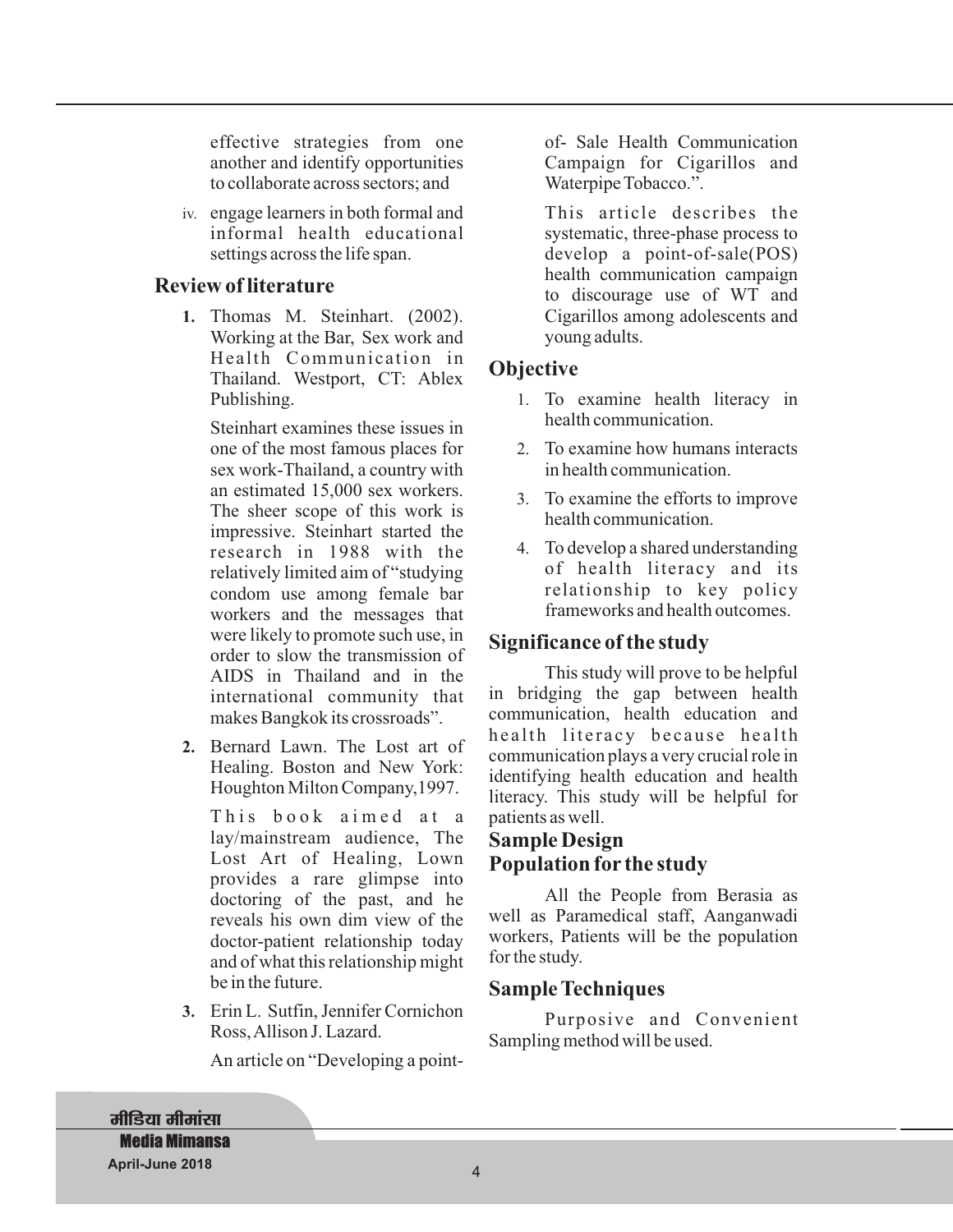effective strategies from one another and identify opportunities to collaborate across sectors; and

iv. engage learners in both formal and informal health educational settings across the life span.

## Review of literature

1. Thomas M. Steinhart. (2002). Working at the Bar, Sex work and Health Communication in Thailand. Westport, CT: Ablex Publishing.

   Steinhart examines these issues in one of the most famous places for sex work-Thailand, a country with an estimated 15,000 sex workers. The sheer scope of this work is impressive. Steinhart started the research in 1988 with the relatively limited aim of "studying condom use among female bar workers and the messages that were likely to promote such use, in order to slow the transmission of AIDS in Thailand and in the international community that makes Bangkok its crossroads".

2. Bernard Lawn. The Lost art of Healing. Boston and New York: Houghton Milton Company,1997.

   This book aimed at a lay/mainstream audience, The Lost Art of Healing, Lown provides a rare glimpse into doctoring of the past, and he reveals his own dim view of the doctor-patient relationship today and of what this relationship might be in the future.

3. Erin L. Sutfin, Jennifer Cornichon Ross, Allison J. Lazard.

   An article on "Developing a point-of- Sale Health Communication Campaign for Cigarillos and Waterpipe Tobacco.".

   This article describes the systematic, three-phase process to develop a point-of-sale(POS) health communication campaign to discourage use of WT and Cigarillos among adolescents and young adults.

## Objective

1. To examine health literacy in health communication.
2. To examine how humans interacts in health communication.
3. To examine the efforts to improve health communication.
4. To develop a shared understanding of health literacy and its relationship to key policy frameworks and health outcomes.

## Significance of the study

This study will prove to be helpful in bridging the gap between health communication, health education and health literacy because health communication plays a very crucial role in identifying health education and health literacy. This study will be helpful for patients as well.

## Sample Design

## Population for the study

All the People from Berasia as well as Paramedical staff, Aanganwadi workers, Patients will be the population for the study.

## Sample Techniques

Purposive and Convenient Sampling method will be used.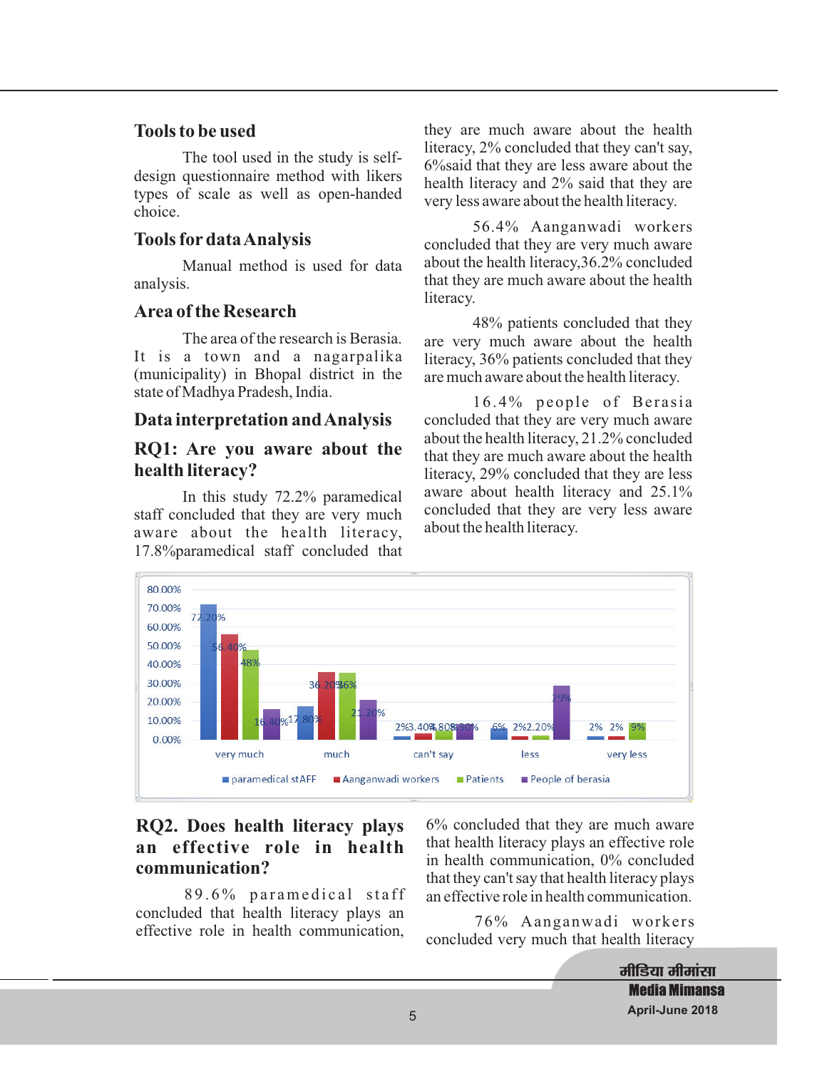### Tools to be used

The tool used in the study is self-design questionnaire method with likers types of scale as well as open-handed choice.

### Tools for data Analysis

Manual method is used for data analysis.

### Area of the Research

The area of the research is Berasia. It is a town and a nagarpalika (municipality) in Bhopal district in the state of Madhya Pradesh, India.

### Data interpretation and Analysis

### RQ1: Are you aware about the health literacy?

In this study 72.2% paramedical staff concluded that they are very much aware about the health literacy, 17.8%paramedical staff concluded that they are much aware about the health literacy, 2% concluded that they can't say, 6%said that they are less aware about the health literacy and 2% said that they are very less aware about the health literacy.

56.4% Aanganwadi workers concluded that they are very much aware about the health literacy,36.2% concluded that they are much aware about the health literacy.

48% patients concluded that they are very much aware about the health literacy, 36% patients concluded that they are much aware about the health literacy.

16.4% people of Berasia concluded that they are very much aware about the health literacy, 21.2% concluded that they are much aware about the health literacy, 29% concluded that they are less aware about health literacy and 25.1% concluded that they are very less aware about the health literacy.

| | very much | much | can't say | less | very less |
|---|---|---|---|---|---|
| paramedical stAFF | 72.20% | 17.80% | 2% | 6% | 2% |
| Aanganwadi workers | 56.40% | 36.20% | 3.40% | 2% | 2% |
| Patients | 48% | 36% | 4.80% | 2.20% | 9% |
| People of berasia | 16.40% | 21.20% | 8.30% | 29% | |

### RQ2. Does health literacy plays an effective role in health communication?

89.6% paramedical staff concluded that health literacy plays an effective role in health communication, 6% concluded that they are much aware that health literacy plays an effective role in health communication, 0% concluded that they can't say that health literacy plays an effective role in health communication.

76% Aanganwadi workers concluded very much that health literacy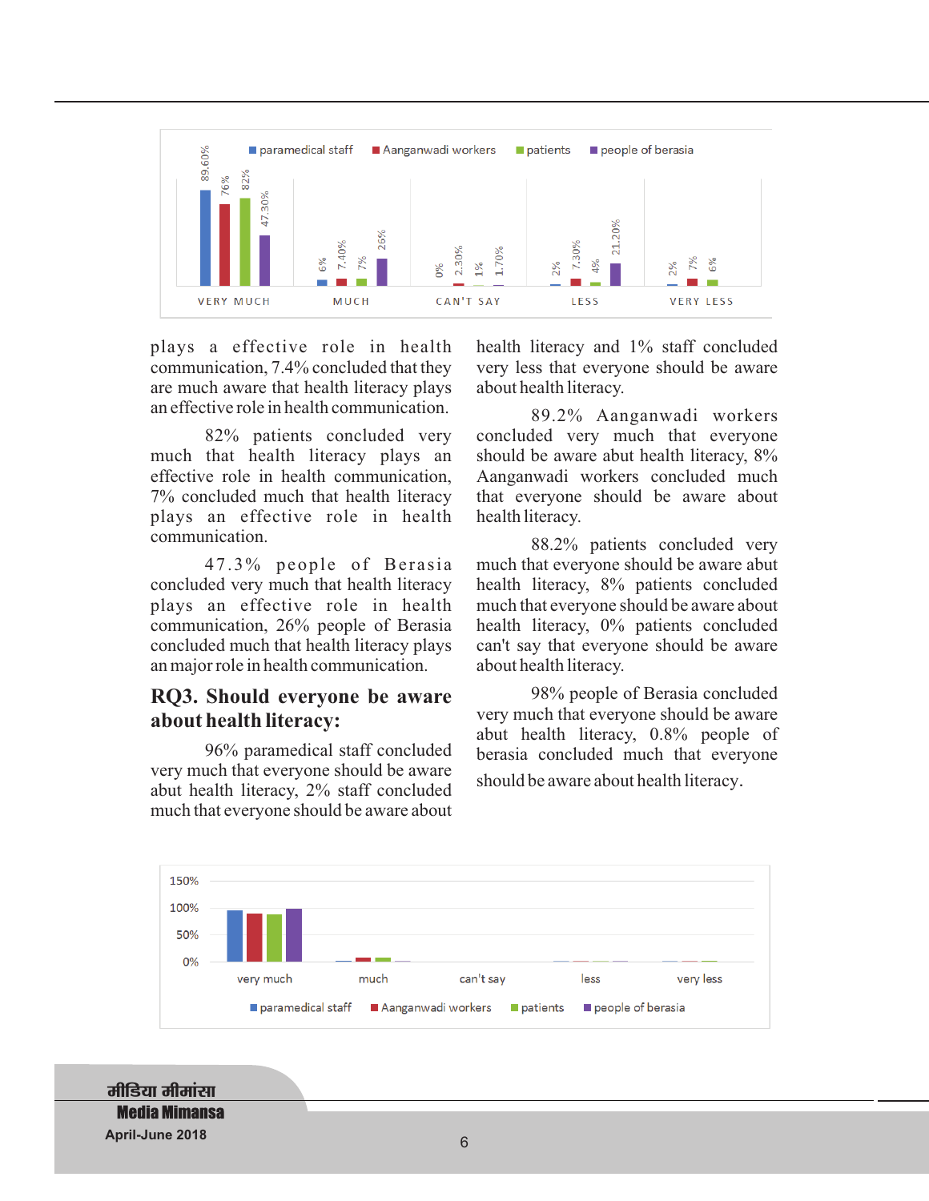| | VERY MUCH | MUCH | CAN'T SAY | LESS | VERY LESS |
|---|---|---|---|---|---|
| paramedical staff | 89.60% | 6% | 0% | 2% | 2% |
| Aanganwadi workers | 76% | 7.40% | 2.30% | 7.30% | 7% |
| patients | 82% | 7% | 1% | 4% | 6% |
| people of berasia | 47.30% | 26% | 1.70% | 21.20% | |

plays a effective role in health communication, 7.4% concluded that they are much aware that health literacy plays an effective role in health communication.

82% patients concluded very much that health literacy plays an effective role in health communication, 7% concluded much that health literacy plays an effective role in health communication.

47.3% people of Berasia concluded very much that health literacy plays an effective role in health communication, 26% people of Berasia concluded much that health literacy plays an major role in health communication.

## RQ3. Should everyone be aware about health literacy:

96% paramedical staff concluded very much that everyone should be aware abut health literacy, 2% staff concluded much that everyone should be aware about health literacy and 1% staff concluded very less that everyone should be aware about health literacy.

89.2% Aanganwadi workers concluded very much that everyone should be aware abut health literacy, 8% Aanganwadi workers concluded much that everyone should be aware about health literacy.

88.2% patients concluded very much that everyone should be aware abut health literacy, 8% patients concluded much that everyone should be aware about health literacy, 0% patients concluded can't say that everyone should be aware about health literacy.

98% people of Berasia concluded very much that everyone should be aware abut health literacy, 0.8% people of berasia concluded much that everyone should be aware about health literacy.

Chart: y-axis 0%–150%; categories: very much, much, can't say, less, very less; series: paramedical staff, Aanganwadi workers, patients, people of berasia.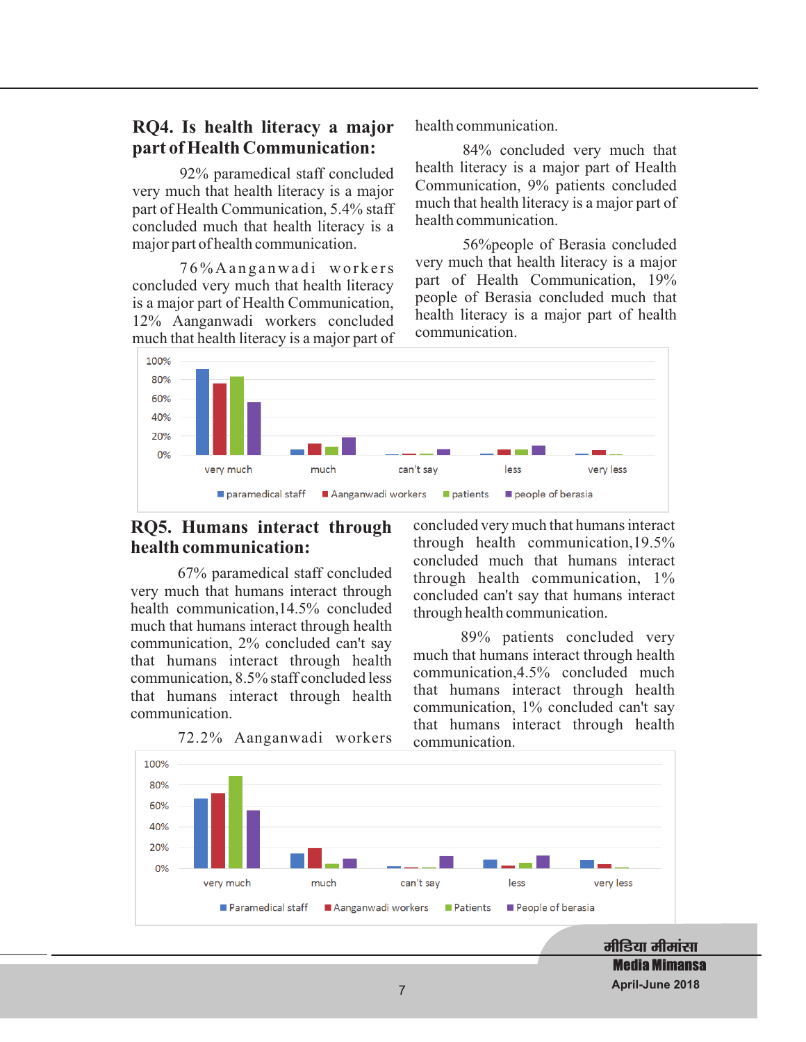## RQ4. Is health literacy a major part of Health Communication:

92% paramedical staff concluded very much that health literacy is a major part of Health Communication, 5.4% staff concluded much that health literacy is a major part of health communication.

76% Aanganwadi workers concluded very much that health literacy is a major part of Health Communication, 12% Aanganwadi workers concluded much that health literacy is a major part of health communication.

84% concluded very much that health literacy is a major part of Health Communication, 9% patients concluded much that health literacy is a major part of health communication.

56%people of Berasia concluded very much that health literacy is a major part of Health Communication, 19% people of Berasia concluded much that health literacy is a major part of health communication.

## RQ5. Humans interact through health communication:

67% paramedical staff concluded very much that humans interact through health communication,14.5% concluded much that humans interact through health communication, 2% concluded can't say that humans interact through health communication, 8.5% staff concluded less that humans interact through health communication.

72.2% Aanganwadi workers concluded very much that humans interact through health communication,19.5% concluded much that humans interact through health communication, 1% concluded can't say that humans interact through health communication.

89% patients concluded very much that humans interact through health communication,4.5% concluded much that humans interact through health communication, 1% concluded can't say that humans interact through health communication.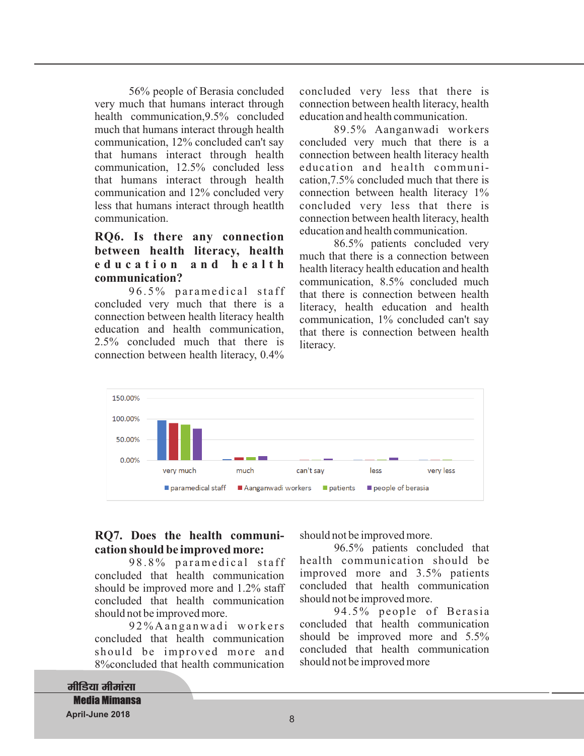56% people of Berasia concluded very much that humans interact through health communication,9.5% concluded much that humans interact through health communication, 12% concluded can't say that humans interact through health communication, 12.5% concluded less that humans interact through health communication and 12% concluded very less that humans interact through heatlth communication.

## RQ6. Is there any connection between health literacy, health education and health communication?

96.5% paramedical staff concluded very much that there is a connection between health literacy health education and health communication, 2.5% concluded much that there is connection between health literacy, 0.4% concluded very less that there is connection between health literacy, health education and health communication.

89.5% Aanganwadi workers concluded very much that there is a connection between health literacy health education and health communi-cation,7.5% concluded much that there is connection between health literacy 1% concluded very less that there is connection between health literacy, health education and health communication.

86.5% patients concluded very much that there is a connection between health literacy health education and health communication, 8.5% concluded much that there is connection between health literacy, health education and health communication, 1% concluded can't say that there is connection between health literacy.

## RQ7. Does the health communi-cation should be improved more:

98.8% paramedical staff concluded that health communication should be improved more and 1.2% staff concluded that health communication should not be improved more.

92%Aanganwadi workers concluded that health communication should be improved more and 8%concluded that health communication should not be improved more.

96.5% patients concluded that health communication should be improved more and 3.5% patients concluded that health communication should not be improved more.

94.5% people of Berasia concluded that health communication should be improved more and 5.5% concluded that health communication should not be improved more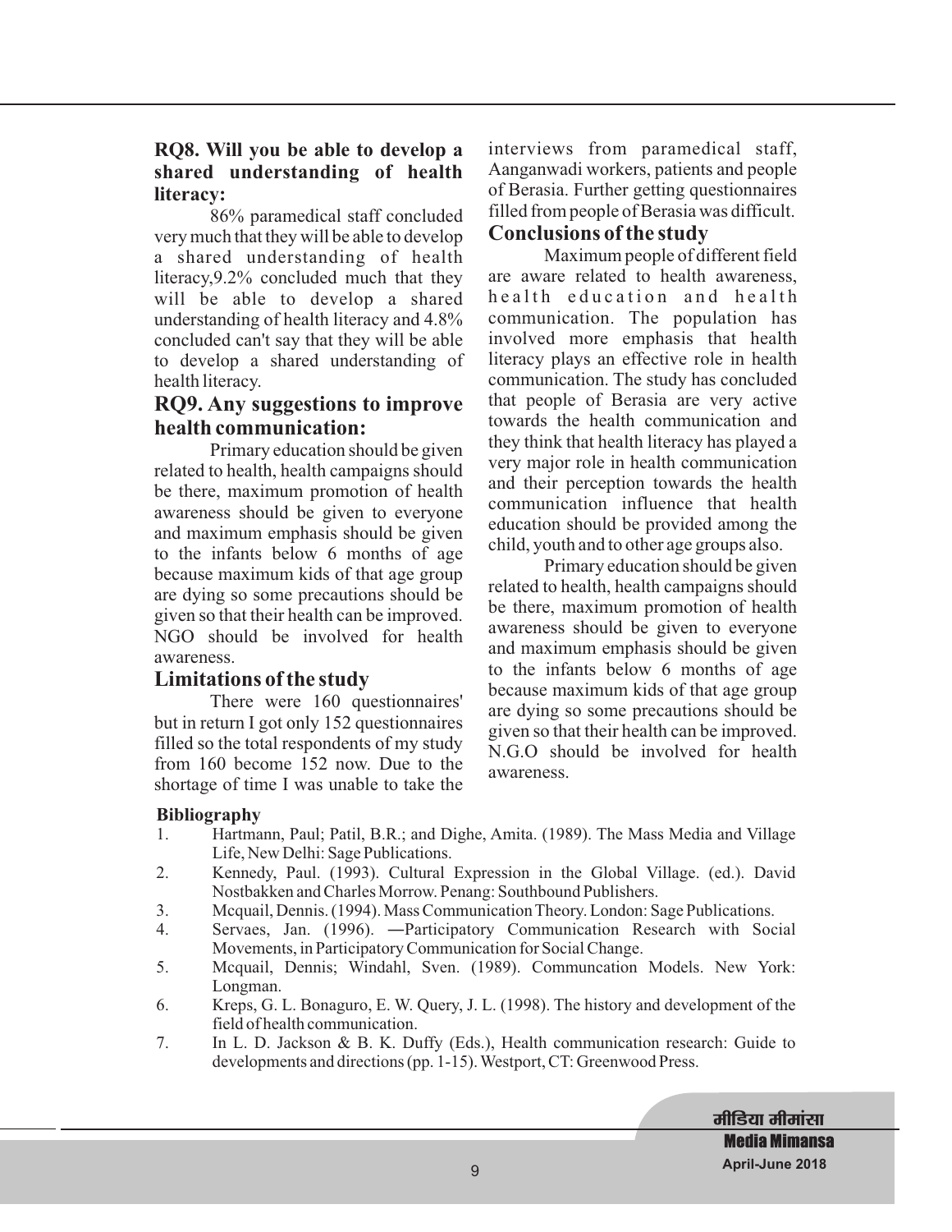### RQ8. Will you be able to develop a shared understanding of health literacy:

86% paramedical staff concluded very much that they will be able to develop a shared understanding of health literacy,9.2% concluded much that they will be able to develop a shared understanding of health literacy and 4.8% concluded can't say that they will be able to develop a shared understanding of health literacy.

## RQ9. Any suggestions to improve health communication:

Primary education should be given related to health, health campaigns should be there, maximum promotion of health awareness should be given to everyone and maximum emphasis should be given to the infants below 6 months of age because maximum kids of that age group are dying so some precautions should be given so that their health can be improved. NGO should be involved for health awareness.

## Limitations of the study

There were 160 questionnaires' but in return I got only 152 questionnaires filled so the total respondents of my study from 160 become 152 now. Due to the shortage of time I was unable to take the interviews from paramedical staff, Aanganwadi workers, patients and people of Berasia. Further getting questionnaires filled from people of Berasia was difficult.

## Conclusions of the study

Maximum people of different field are aware related to health awareness, health education and health communication. The population has involved more emphasis that health literacy plays an effective role in health communication. The study has concluded that people of Berasia are very active towards the health communication and they think that health literacy has played a very major role in health communication and their perception towards the health communication influence that health education should be provided among the child, youth and to other age groups also.

Primary education should be given related to health, health campaigns should be there, maximum promotion of health awareness should be given to everyone and maximum emphasis should be given to the infants below 6 months of age because maximum kids of that age group are dying so some precautions should be given so that their health can be improved. N.G.O should be involved for health awareness.

**Bibliography**

1. Hartmann, Paul; Patil, B.R.; and Dighe, Amita. (1989). The Mass Media and Village Life, New Delhi: Sage Publications.
2. Kennedy, Paul. (1993). Cultural Expression in the Global Village. (ed.). David Nostbakken and Charles Morrow. Penang: Southbound Publishers.
3. Mcquail, Dennis. (1994). Mass Communication Theory. London: Sage Publications.
4. Servaes, Jan. (1996). ―Participatory Communication Research with Social Movements, in Participatory Communication for Social Change.
5. Mcquail, Dennis; Windahl, Sven. (1989). Communcation Models. New York: Longman.
6. Kreps, G. L. Bonaguro, E. W. Query, J. L. (1998). The history and development of the field of health communication.
7. In L. D. Jackson & B. K. Duffy (Eds.), Health communication research: Guide to developments and directions (pp. 1-15). Westport, CT: Greenwood Press.